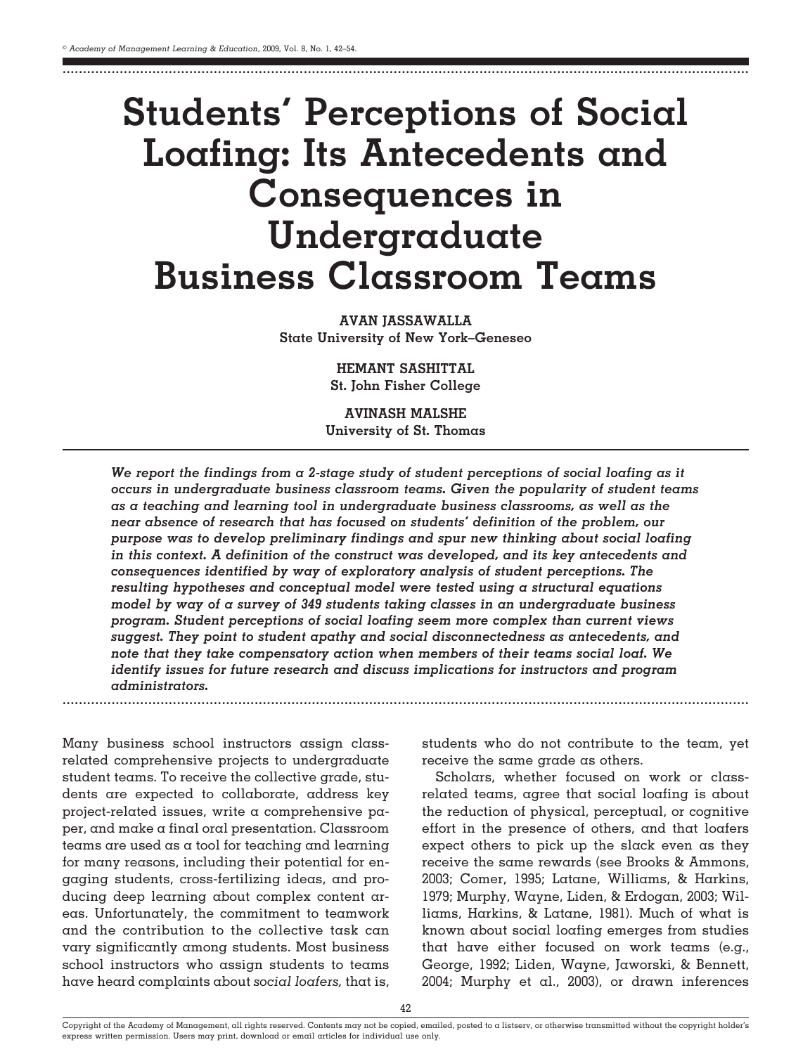# Students' Perceptions of Social Loafing: Its Antecedents and Consequences in Undergraduate Business Classroom Teams

**AVAN JASSAWALLA**
**State University of New York–Geneseo**

**HEMANT SASHITTAL**
**St. John Fisher College**

**AVINASH MALSHE**
**University of St. Thomas**

***We report the findings from a 2-stage study of student perceptions of social loafing as it occurs in undergraduate business classroom teams. Given the popularity of student teams as a teaching and learning tool in undergraduate business classrooms, as well as the near absence of research that has focused on students' definition of the problem, our purpose was to develop preliminary findings and spur new thinking about social loafing in this context. A definition of the construct was developed, and its key antecedents and consequences identified by way of exploratory analysis of student perceptions. The resulting hypotheses and conceptual model were tested using a structural equations model by way of a survey of 349 students taking classes in an undergraduate business program. Student perceptions of social loafing seem more complex than current views suggest. They point to student apathy and social disconnectedness as antecedents, and note that they take compensatory action when members of their teams social loaf. We identify issues for future research and discuss implications for instructors and program administrators.***

Many business school instructors assign class-related comprehensive projects to undergraduate student teams. To receive the collective grade, students are expected to collaborate, address key project-related issues, write a comprehensive paper, and make a final oral presentation. Classroom teams are used as a tool for teaching and learning for many reasons, including their potential for engaging students, cross-fertilizing ideas, and producing deep learning about complex content areas. Unfortunately, the commitment to teamwork and the contribution to the collective task can vary significantly among students. Most business school instructors who assign students to teams have heard complaints about *social loafers,* that is, students who do not contribute to the team, yet receive the same grade as others.

Scholars, whether focused on work or class-related teams, agree that social loafing is about the reduction of physical, perceptual, or cognitive effort in the presence of others, and that loafers expect others to pick up the slack even as they receive the same rewards (see Brooks & Ammons, 2003; Comer, 1995; Latane, Williams, & Harkins, 1979; Murphy, Wayne, Liden, & Erdogan, 2003; Williams, Harkins, & Latane, 1981). Much of what is known about social loafing emerges from studies that have either focused on work teams (e.g., George, 1992; Liden, Wayne, Jaworski, & Bennett, 2004; Murphy et al., 2003), or drawn inferences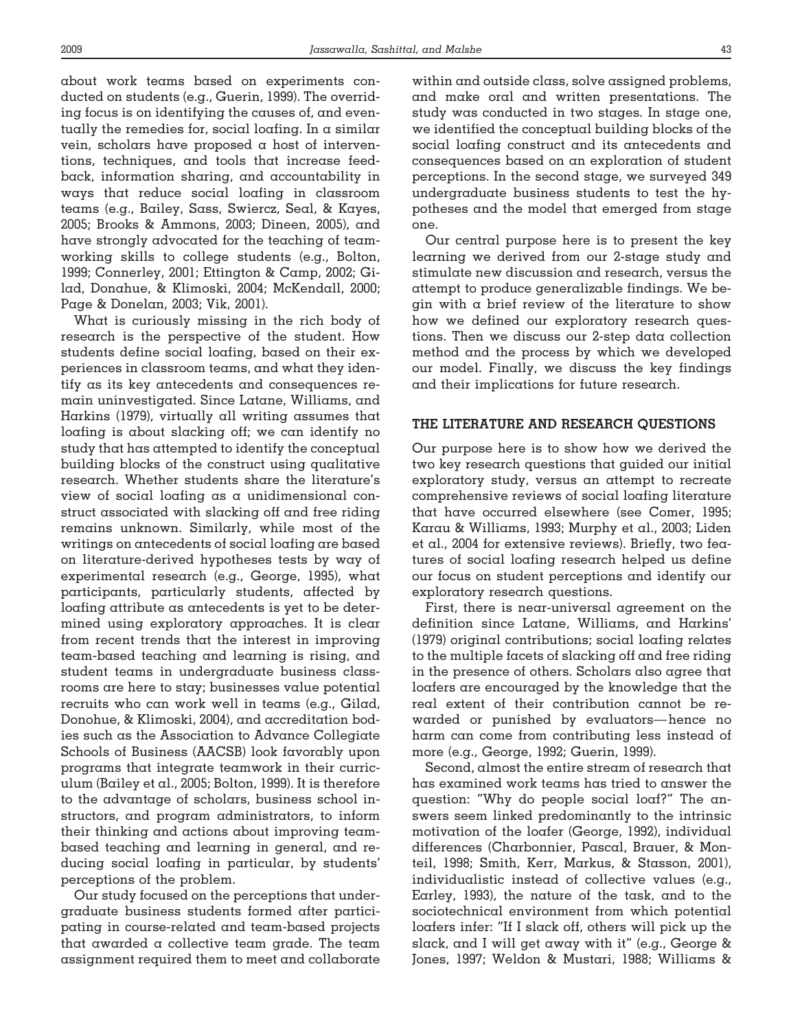about work teams based on experiments conducted on students (e.g., Guerin, 1999). The overriding focus is on identifying the causes of, and eventually the remedies for, social loafing. In a similar vein, scholars have proposed a host of interventions, techniques, and tools that increase feedback, information sharing, and accountability in ways that reduce social loafing in classroom teams (e.g., Bailey, Sass, Swiercz, Seal, & Kayes, 2005; Brooks & Ammons, 2003; Dineen, 2005), and have strongly advocated for the teaching of teamworking skills to college students (e.g., Bolton, 1999; Connerley, 2001; Ettington & Camp, 2002; Gilad, Donahue, & Klimoski, 2004; McKendall, 2000; Page & Donelan, 2003; Vik, 2001).

What is curiously missing in the rich body of research is the perspective of the student. How students define social loafing, based on their experiences in classroom teams, and what they identify as its key antecedents and consequences remain uninvestigated. Since Latane, Williams, and Harkins (1979), virtually all writing assumes that loafing is about slacking off; we can identify no study that has attempted to identify the conceptual building blocks of the construct using qualitative research. Whether students share the literature's view of social loafing as a unidimensional construct associated with slacking off and free riding remains unknown. Similarly, while most of the writings on antecedents of social loafing are based on literature-derived hypotheses tests by way of experimental research (e.g., George, 1995), what participants, particularly students, affected by loafing attribute as antecedents is yet to be determined using exploratory approaches. It is clear from recent trends that the interest in improving team-based teaching and learning is rising, and student teams in undergraduate business classrooms are here to stay; businesses value potential recruits who can work well in teams (e.g., Gilad, Donohue, & Klimoski, 2004), and accreditation bodies such as the Association to Advance Collegiate Schools of Business (AACSB) look favorably upon programs that integrate teamwork in their curriculum (Bailey et al., 2005; Bolton, 1999). It is therefore to the advantage of scholars, business school instructors, and program administrators, to inform their thinking and actions about improving team-based teaching and learning in general, and reducing social loafing in particular, by students' perceptions of the problem.

Our study focused on the perceptions that undergraduate business students formed after participating in course-related and team-based projects that awarded a collective team grade. The team assignment required them to meet and collaborate within and outside class, solve assigned problems, and make oral and written presentations. The study was conducted in two stages. In stage one, we identified the conceptual building blocks of the social loafing construct and its antecedents and consequences based on an exploration of student perceptions. In the second stage, we surveyed 349 undergraduate business students to test the hypotheses and the model that emerged from stage one.

Our central purpose here is to present the key learning we derived from our 2-stage study and stimulate new discussion and research, versus the attempt to produce generalizable findings. We begin with a brief review of the literature to show how we defined our exploratory research questions. Then we discuss our 2-step data collection method and the process by which we developed our model. Finally, we discuss the key findings and their implications for future research.

## THE LITERATURE AND RESEARCH QUESTIONS

Our purpose here is to show how we derived the two key research questions that guided our initial exploratory study, versus an attempt to recreate comprehensive reviews of social loafing literature that have occurred elsewhere (see Comer, 1995; Karau & Williams, 1993; Murphy et al., 2003; Liden et al., 2004 for extensive reviews). Briefly, two features of social loafing research helped us define our focus on student perceptions and identify our exploratory research questions.

First, there is near-universal agreement on the definition since Latane, Williams, and Harkins' (1979) original contributions; social loafing relates to the multiple facets of slacking off and free riding in the presence of others. Scholars also agree that loafers are encouraged by the knowledge that the real extent of their contribution cannot be rewarded or punished by evaluators—hence no harm can come from contributing less instead of more (e.g., George, 1992; Guerin, 1999).

Second, almost the entire stream of research that has examined work teams has tried to answer the question: "Why do people social loaf?" The answers seem linked predominantly to the intrinsic motivation of the loafer (George, 1992), individual differences (Charbonnier, Pascal, Brauer, & Monteil, 1998; Smith, Kerr, Markus, & Stasson, 2001), individualistic instead of collective values (e.g., Earley, 1993), the nature of the task, and to the sociotechnical environment from which potential loafers infer: "If I slack off, others will pick up the slack, and I will get away with it" (e.g., George & Jones, 1997; Weldon & Mustari, 1988; Williams &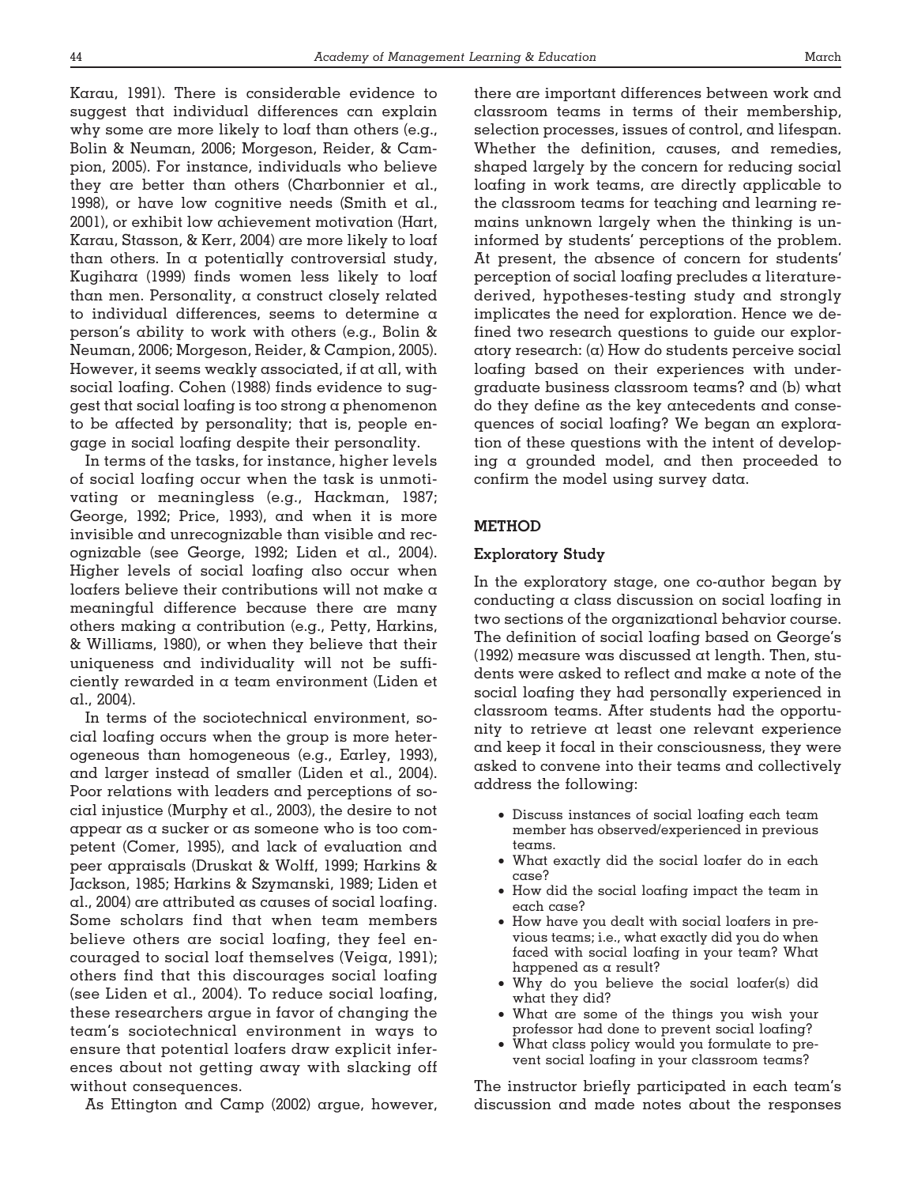Karau, 1991). There is considerable evidence to suggest that individual differences can explain why some are more likely to loaf than others (e.g., Bolin & Neuman, 2006; Morgeson, Reider, & Campion, 2005). For instance, individuals who believe they are better than others (Charbonnier et al., 1998), or have low cognitive needs (Smith et al., 2001), or exhibit low achievement motivation (Hart, Karau, Stasson, & Kerr, 2004) are more likely to loaf than others. In a potentially controversial study, Kugihara (1999) finds women less likely to loaf than men. Personality, a construct closely related to individual differences, seems to determine a person's ability to work with others (e.g., Bolin & Neuman, 2006; Morgeson, Reider, & Campion, 2005). However, it seems weakly associated, if at all, with social loafing. Cohen (1988) finds evidence to suggest that social loafing is too strong a phenomenon to be affected by personality; that is, people engage in social loafing despite their personality.

In terms of the tasks, for instance, higher levels of social loafing occur when the task is unmotivating or meaningless (e.g., Hackman, 1987; George, 1992; Price, 1993), and when it is more invisible and unrecognizable than visible and recognizable (see George, 1992; Liden et al., 2004). Higher levels of social loafing also occur when loafers believe their contributions will not make a meaningful difference because there are many others making a contribution (e.g., Petty, Harkins, & Williams, 1980), or when they believe that their uniqueness and individuality will not be sufficiently rewarded in a team environment (Liden et al., 2004).

In terms of the sociotechnical environment, social loafing occurs when the group is more heterogeneous than homogeneous (e.g., Earley, 1993), and larger instead of smaller (Liden et al., 2004). Poor relations with leaders and perceptions of social injustice (Murphy et al., 2003), the desire to not appear as a sucker or as someone who is too competent (Comer, 1995), and lack of evaluation and peer appraisals (Druskat & Wolff, 1999; Harkins & Jackson, 1985; Harkins & Szymanski, 1989; Liden et al., 2004) are attributed as causes of social loafing. Some scholars find that when team members believe others are social loafing, they feel encouraged to social loaf themselves (Veiga, 1991); others find that this discourages social loafing (see Liden et al., 2004). To reduce social loafing, these researchers argue in favor of changing the team's sociotechnical environment in ways to ensure that potential loafers draw explicit inferences about not getting away with slacking off without consequences.

As Ettington and Camp (2002) argue, however, there are important differences between work and classroom teams in terms of their membership, selection processes, issues of control, and lifespan. Whether the definition, causes, and remedies, shaped largely by the concern for reducing social loafing in work teams, are directly applicable to the classroom teams for teaching and learning remains unknown largely when the thinking is uninformed by students' perceptions of the problem. At present, the absence of concern for students' perception of social loafing precludes a literature-derived, hypotheses-testing study and strongly implicates the need for exploration. Hence we defined two research questions to guide our exploratory research: (a) How do students perceive social loafing based on their experiences with undergraduate business classroom teams? and (b) what do they define as the key antecedents and consequences of social loafing? We began an exploration of these questions with the intent of developing a grounded model, and then proceeded to confirm the model using survey data.

## METHOD

### Exploratory Study

In the exploratory stage, one co-author began by conducting a class discussion on social loafing in two sections of the organizational behavior course. The definition of social loafing based on George's (1992) measure was discussed at length. Then, students were asked to reflect and make a note of the social loafing they had personally experienced in classroom teams. After students had the opportunity to retrieve at least one relevant experience and keep it focal in their consciousness, they were asked to convene into their teams and collectively address the following:

- Discuss instances of social loafing each team member has observed/experienced in previous teams.
- What exactly did the social loafer do in each case?
- How did the social loafing impact the team in each case?
- How have you dealt with social loafers in previous teams; i.e., what exactly did you do when faced with social loafing in your team? What happened as a result?
- Why do you believe the social loafer(s) did what they did?
- What are some of the things you wish your professor had done to prevent social loafing?
- What class policy would you formulate to prevent social loafing in your classroom teams?

The instructor briefly participated in each team's discussion and made notes about the responses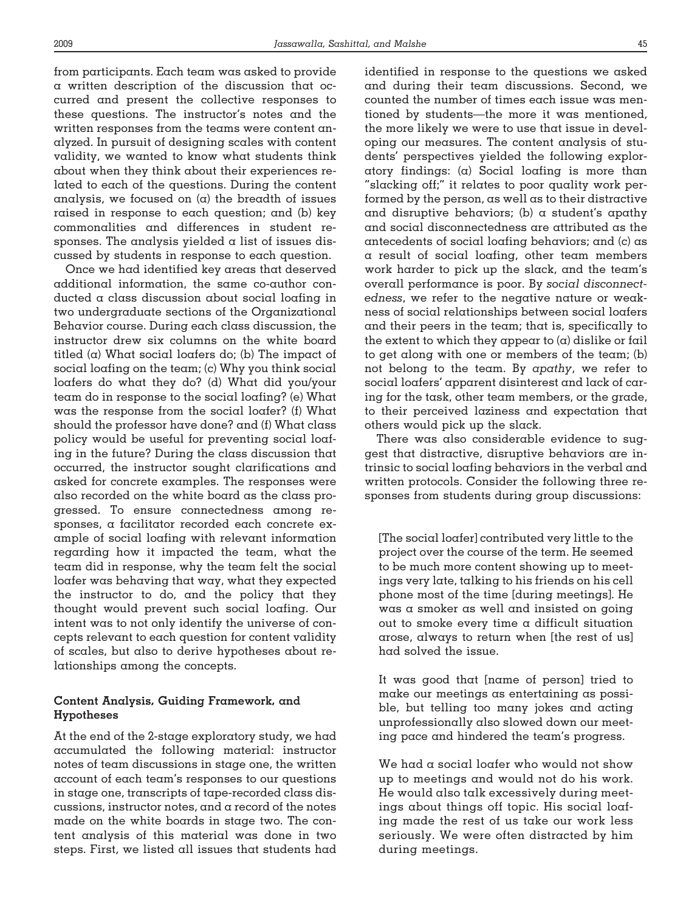from participants. Each team was asked to provide a written description of the discussion that occurred and present the collective responses to these questions. The instructor's notes and the written responses from the teams were content analyzed. In pursuit of designing scales with content validity, we wanted to know what students think about when they think about their experiences related to each of the questions. During the content analysis, we focused on (a) the breadth of issues raised in response to each question; and (b) key commonalities and differences in student responses. The analysis yielded a list of issues discussed by students in response to each question.

Once we had identified key areas that deserved additional information, the same co-author conducted a class discussion about social loafing in two undergraduate sections of the Organizational Behavior course. During each class discussion, the instructor drew six columns on the white board titled (a) What social loafers do; (b) The impact of social loafing on the team; (c) Why you think social loafers do what they do? (d) What did you/your team do in response to the social loafing? (e) What was the response from the social loafer? (f) What should the professor have done? and (f) What class policy would be useful for preventing social loafing in the future? During the class discussion that occurred, the instructor sought clarifications and asked for concrete examples. The responses were also recorded on the white board as the class progressed. To ensure connectedness among responses, a facilitator recorded each concrete example of social loafing with relevant information regarding how it impacted the team, what the team did in response, why the team felt the social loafer was behaving that way, what they expected the instructor to do, and the policy that they thought would prevent such social loafing. Our intent was to not only identify the universe of concepts relevant to each question for content validity of scales, but also to derive hypotheses about relationships among the concepts.

### Content Analysis, Guiding Framework, and Hypotheses

At the end of the 2-stage exploratory study, we had accumulated the following material: instructor notes of team discussions in stage one, the written account of each team's responses to our questions in stage one, transcripts of tape-recorded class discussions, instructor notes, and a record of the notes made on the white boards in stage two. The content analysis of this material was done in two steps. First, we listed all issues that students had identified in response to the questions we asked and during their team discussions. Second, we counted the number of times each issue was mentioned by students—the more it was mentioned, the more likely we were to use that issue in developing our measures. The content analysis of students' perspectives yielded the following exploratory findings: (a) Social loafing is more than "slacking off;" it relates to poor quality work performed by the person, as well as to their distractive and disruptive behaviors; (b) a student's apathy and social disconnectedness are attributed as the antecedents of social loafing behaviors; and (c) as a result of social loafing, other team members work harder to pick up the slack, and the team's overall performance is poor. By *social disconnectedness*, we refer to the negative nature or weakness of social relationships between social loafers and their peers in the team; that is, specifically to the extent to which they appear to (a) dislike or fail to get along with one or members of the team; (b) not belong to the team. By *apathy*, we refer to social loafers' apparent disinterest and lack of caring for the task, other team members, or the grade, to their perceived laziness and expectation that others would pick up the slack.

There was also considerable evidence to suggest that distractive, disruptive behaviors are intrinsic to social loafing behaviors in the verbal and written protocols. Consider the following three responses from students during group discussions:

> [The social loafer] contributed very little to the project over the course of the term. He seemed to be much more content showing up to meetings very late, talking to his friends on his cell phone most of the time [during meetings]. He was a smoker as well and insisted on going out to smoke every time a difficult situation arose, always to return when [the rest of us] had solved the issue.

> It was good that [name of person] tried to make our meetings as entertaining as possible, but telling too many jokes and acting unprofessionally also slowed down our meeting pace and hindered the team's progress.

> We had a social loafer who would not show up to meetings and would not do his work. He would also talk excessively during meetings about things off topic. His social loafing made the rest of us take our work less seriously. We were often distracted by him during meetings.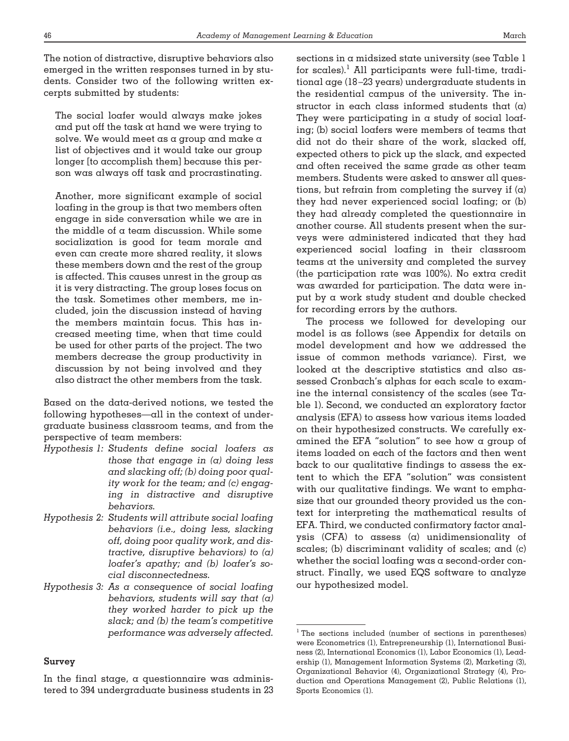The notion of distractive, disruptive behaviors also emerged in the written responses turned in by students. Consider two of the following written excerpts submitted by students:

> The social loafer would always make jokes and put off the task at hand we were trying to solve. We would meet as a group and make a list of objectives and it would take our group longer [to accomplish them] because this person was always off task and procrastinating.

> Another, more significant example of social loafing in the group is that two members often engage in side conversation while we are in the middle of a team discussion. While some socialization is good for team morale and even can create more shared reality, it slows these members down and the rest of the group is affected. This causes unrest in the group as it is very distracting. The group loses focus on the task. Sometimes other members, me included, join the discussion instead of having the members maintain focus. This has increased meeting time, when that time could be used for other parts of the project. The two members decrease the group productivity in discussion by not being involved and they also distract the other members from the task.

Based on the data-derived notions, we tested the following hypotheses—all in the context of undergraduate business classroom teams, and from the perspective of team members:

*Hypothesis 1: Students define social loafers as those that engage in (a) doing less and slacking off; (b) doing poor quality work for the team; and (c) engaging in distractive and disruptive behaviors.*

*Hypothesis 2: Students will attribute social loafing behaviors (i.e., doing less, slacking off, doing poor quality work, and distractive, disruptive behaviors) to (a) loafer's apathy; and (b) loafer's social disconnectedness.*

*Hypothesis 3: As a consequence of social loafing behaviors, students will say that (a) they worked harder to pick up the slack; and (b) the team's competitive performance was adversely affected.*

### Survey

In the final stage, a questionnaire was administered to 394 undergraduate business students in 23 sections in a midsized state university (see Table 1 for scales).[1] All participants were full-time, traditional age (18–23 years) undergraduate students in the residential campus of the university. The instructor in each class informed students that (a) They were participating in a study of social loafing; (b) social loafers were members of teams that did not do their share of the work, slacked off, expected others to pick up the slack, and expected and often received the same grade as other team members. Students were asked to answer all questions, but refrain from completing the survey if (a) they had never experienced social loafing; or (b) they had already completed the questionnaire in another course. All students present when the surveys were administered indicated that they had experienced social loafing in their classroom teams at the university and completed the survey (the participation rate was 100%). No extra credit was awarded for participation. The data were input by a work study student and double checked for recording errors by the authors.

The process we followed for developing our model is as follows (see Appendix for details on model development and how we addressed the issue of common methods variance). First, we looked at the descriptive statistics and also assessed Cronbach's alphas for each scale to examine the internal consistency of the scales (see Table 1). Second, we conducted an exploratory factor analysis (EFA) to assess how various items loaded on their hypothesized constructs. We carefully examined the EFA "solution" to see how a group of items loaded on each of the factors and then went back to our qualitative findings to assess the extent to which the EFA "solution" was consistent with our qualitative findings. We want to emphasize that our grounded theory provided us the context for interpreting the mathematical results of EFA. Third, we conducted confirmatory factor analysis (CFA) to assess (a) unidimensionality of scales; (b) discriminant validity of scales; and (c) whether the social loafing was a second-order construct. Finally, we used EQS software to analyze our hypothesized model.

---

[1] The sections included (number of sections in parentheses) were Econometrics (1), Entrepreneurship (1), International Business (2), International Economics (1), Labor Economics (1), Leadership (1), Management Information Systems (2), Marketing (3), Organizational Behavior (4), Organizational Strategy (4), Production and Operations Management (2), Public Relations (1), Sports Economics (1).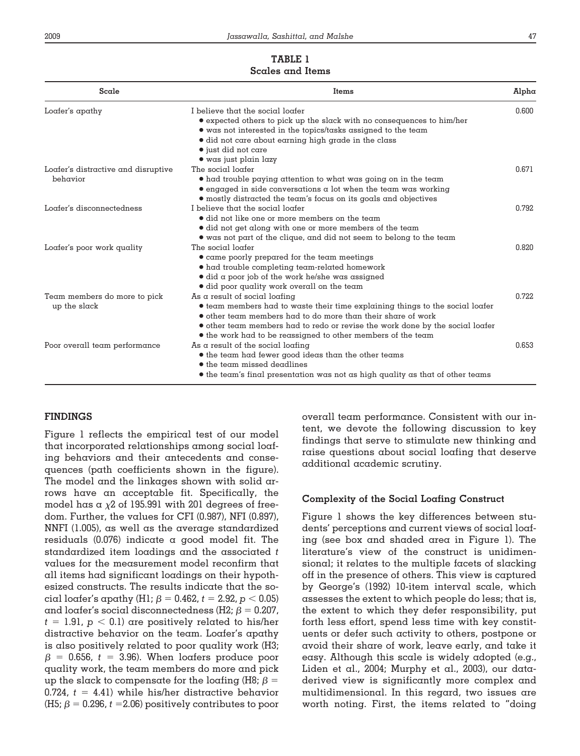**TABLE 1**
**Scales and Items**

| Scale | Items | Alpha |
|---|---|---|
| Loafer's apathy | I believe that the social loafer<br>• expected others to pick up the slack with no consequences to him/her<br>• was not interested in the topics/tasks assigned to the team<br>• did not care about earning high grade in the class<br>• just did not care<br>• was just plain lazy | 0.600 |
| Loafer's distractive and disruptive behavior | The social loafer<br>• had trouble paying attention to what was going on in the team<br>• engaged in side conversations a lot when the team was working<br>• mostly distracted the team's focus on its goals and objectives | 0.671 |
| Loafer's disconnectedness | I believe that the social loafer<br>• did not like one or more members on the team<br>• did not get along with one or more members of the team<br>• was not part of the clique, and did not seem to belong to the team | 0.792 |
| Loafer's poor work quality | The social loafer<br>• came poorly prepared for the team meetings<br>• had trouble completing team-related homework<br>• did a poor job of the work he/she was assigned<br>• did poor quality work overall on the team | 0.820 |
| Team members do more to pick up the slack | As a result of social loafing<br>• team members had to waste their time explaining things to the social loafer<br>• other team members had to do more than their share of work<br>• other team members had to redo or revise the work done by the social loafer<br>• the work had to be reassigned to other members of the team | 0.722 |
| Poor overall team performance | As a result of the social loafing<br>• the team had fewer good ideas than the other teams<br>• the team missed deadlines<br>• the team's final presentation was not as high quality as that of other teams | 0.653 |

## FINDINGS

Figure 1 reflects the empirical test of our model that incorporated relationships among social loafing behaviors and their antecedents and consequences (path coefficients shown in the figure). The model and the linkages shown with solid arrows have an acceptable fit. Specifically, the model has a $\chi 2$ of 195.991 with 201 degrees of freedom. Further, the values for CFI (0.987), NFI (0.897), NNFI (1.005), as well as the average standardized residuals (0.076) indicate a good model fit. The standardized item loadings and the associated $t$ values for the measurement model reconfirm that all items had significant loadings on their hypothesized constructs. The results indicate that the social loafer's apathy (H1; $\beta = 0.462$, $t = 2.92$, $p < 0.05$) and loafer's social disconnectedness (H2; $\beta = 0.207$, $t = 1.91$, $p < 0.1$) are positively related to his/her distractive behavior on the team. Loafer's apathy is also positively related to poor quality work (H3; $\beta = 0.656$, $t = 3.96$). When loafers produce poor quality work, the team members do more and pick up the slack to compensate for the loafing (H8; $\beta = 0.724$, $t = 4.41$) while his/her distractive behavior (H5; $\beta = 0.296$, $t = 2.06$) positively contributes to poor overall team performance. Consistent with our intent, we devote the following discussion to key findings that serve to stimulate new thinking and raise questions about social loafing that deserve additional academic scrutiny.

### Complexity of the Social Loafing Construct

Figure 1 shows the key differences between students' perceptions and current views of social loafing (see box and shaded area in Figure 1). The literature's view of the construct is unidimensional; it relates to the multiple facets of slacking off in the presence of others. This view is captured by George's (1992) 10-item interval scale, which assesses the extent to which people do less; that is, the extent to which they defer responsibility, put forth less effort, spend less time with key constituents or defer such activity to others, postpone or avoid their share of work, leave early, and take it easy. Although this scale is widely adopted (e.g., Liden et al., 2004; Murphy et al., 2003), our data-derived view is significantly more complex and multidimensional. In this regard, two issues are worth noting. First, the items related to "doing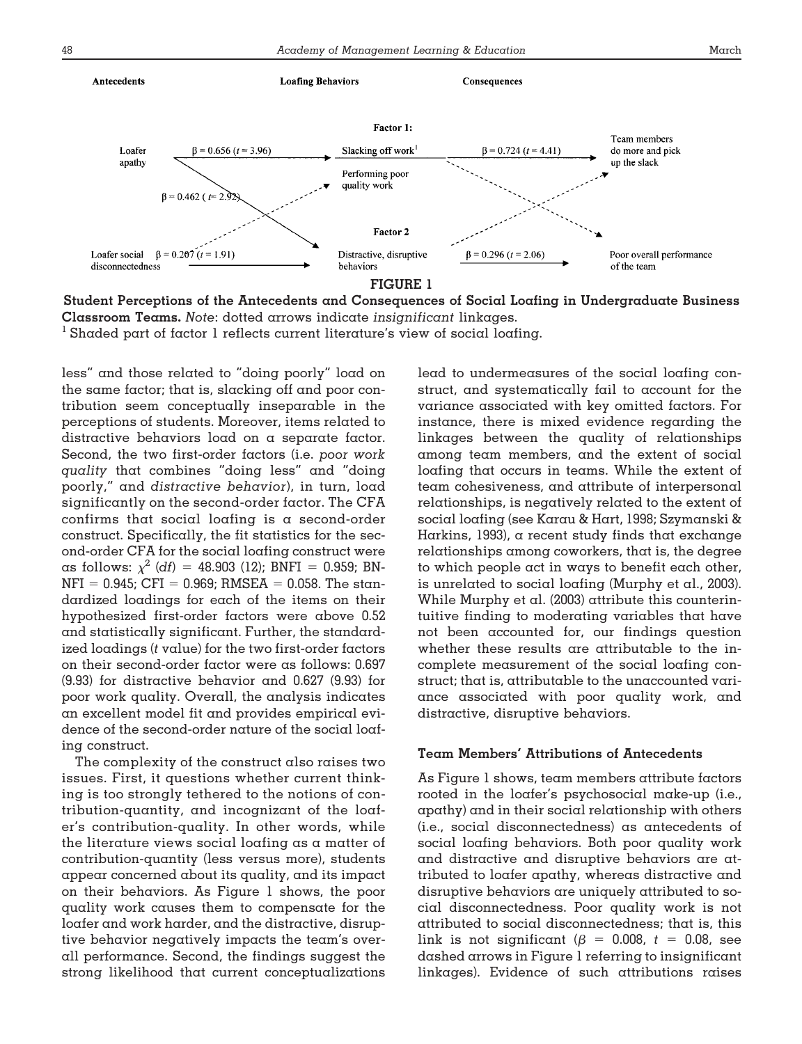**FIGURE 1**

**Student Perceptions of the Antecedents and Consequences of Social Loafing in Undergraduate Business Classroom Teams.** *Note*: dotted arrows indicate *insignificant* linkages.
[1] Shaded part of factor 1 reflects current literature's view of social loafing.

less" and those related to "doing poorly" load on the same factor; that is, slacking off and poor contribution seem conceptually inseparable in the perceptions of students. Moreover, items related to distractive behaviors load on a separate factor. Second, the two first-order factors (i.e. *poor work quality* that combines "doing less" and "doing poorly," and *distractive behavior*), in turn, load significantly on the second-order factor. The CFA confirms that social loafing is a second-order construct. Specifically, the fit statistics for the second-order CFA for the social loafing construct were as follows: $\chi^2$ (*df*) = 48.903 (12); BNFI = 0.959; BNNFI = 0.945; CFI = 0.969; RMSEA = 0.058. The standardized loadings for each of the items on their hypothesized first-order factors were above 0.52 and statistically significant. Further, the standardized loadings (*t* value) for the two first-order factors on their second-order factor were as follows: 0.697 (9.93) for distractive behavior and 0.627 (9.93) for poor work quality. Overall, the analysis indicates an excellent model fit and provides empirical evidence of the second-order nature of the social loafing construct.

The complexity of the construct also raises two issues. First, it questions whether current thinking is too strongly tethered to the notions of contribution-quantity, and incognizant of the loafer's contribution-quality. In other words, while the literature views social loafing as a matter of contribution-quantity (less versus more), students appear concerned about its quality, and its impact on their behaviors. As Figure 1 shows, the poor quality work causes them to compensate for the loafer and work harder, and the distractive, disruptive behavior negatively impacts the team's overall performance. Second, the findings suggest the strong likelihood that current conceptualizations lead to undermeasures of the social loafing construct, and systematically fail to account for the variance associated with key omitted factors. For instance, there is mixed evidence regarding the linkages between the quality of relationships among team members, and the extent of social loafing that occurs in teams. While the extent of team cohesiveness, and attribute of interpersonal relationships, is negatively related to the extent of social loafing (see Karau & Hart, 1998; Szymanski & Harkins, 1993), a recent study finds that exchange relationships among coworkers, that is, the degree to which people act in ways to benefit each other, is unrelated to social loafing (Murphy et al., 2003). While Murphy et al. (2003) attribute this counterintuitive finding to moderating variables that have not been accounted for, our findings question whether these results are attributable to the incomplete measurement of the social loafing construct; that is, attributable to the unaccounted variance associated with poor quality work, and distractive, disruptive behaviors.

### Team Members' Attributions of Antecedents

As Figure 1 shows, team members attribute factors rooted in the loafer's psychosocial make-up (i.e., apathy) and in their social relationship with others (i.e., social disconnectedness) as antecedents of social loafing behaviors. Both poor quality work and distractive and disruptive behaviors are attributed to loafer apathy, whereas distractive and disruptive behaviors are uniquely attributed to social disconnectedness. Poor quality work is not attributed to social disconnectedness; that is, this link is not significant ($\beta$ = 0.008, $t$ = 0.08, see dashed arrows in Figure 1 referring to insignificant linkages). Evidence of such attributions raises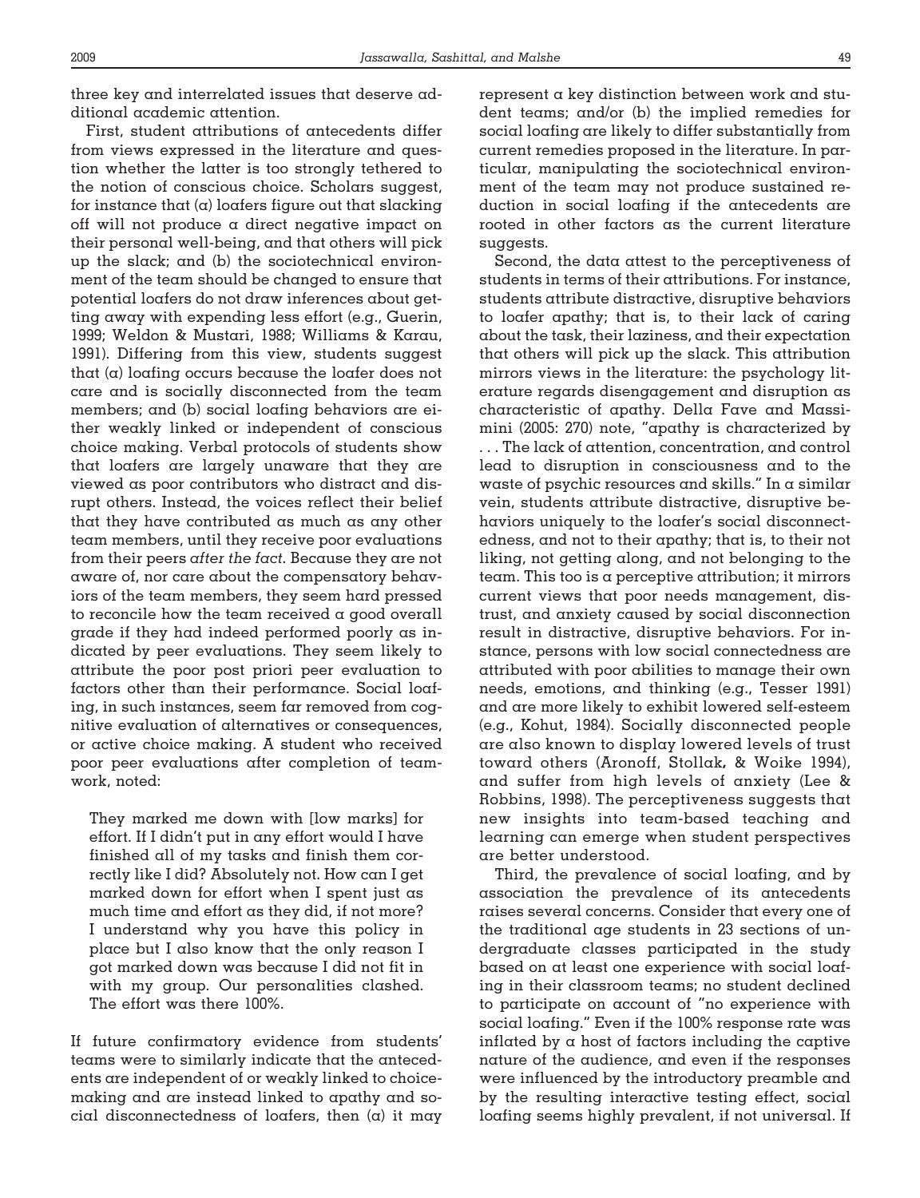three key and interrelated issues that deserve additional academic attention.

First, student attributions of antecedents differ from views expressed in the literature and question whether the latter is too strongly tethered to the notion of conscious choice. Scholars suggest, for instance that (a) loafers figure out that slacking off will not produce a direct negative impact on their personal well-being, and that others will pick up the slack; and (b) the sociotechnical environment of the team should be changed to ensure that potential loafers do not draw inferences about getting away with expending less effort (e.g., Guerin, 1999; Weldon & Mustari, 1988; Williams & Karau, 1991). Differing from this view, students suggest that (a) loafing occurs because the loafer does not care and is socially disconnected from the team members; and (b) social loafing behaviors are either weakly linked or independent of conscious choice making. Verbal protocols of students show that loafers are largely unaware that they are viewed as poor contributors who distract and disrupt others. Instead, the voices reflect their belief that they have contributed as much as any other team members, until they receive poor evaluations from their peers *after the fact*. Because they are not aware of, nor care about the compensatory behaviors of the team members, they seem hard pressed to reconcile how the team received a good overall grade if they had indeed performed poorly as indicated by peer evaluations. They seem likely to attribute the poor post priori peer evaluation to factors other than their performance. Social loafing, in such instances, seem far removed from cognitive evaluation of alternatives or consequences, or active choice making. A student who received poor peer evaluations after completion of teamwork, noted:

> They marked me down with [low marks] for effort. If I didn't put in any effort would I have finished all of my tasks and finish them correctly like I did? Absolutely not. How can I get marked down for effort when I spent just as much time and effort as they did, if not more? I understand why you have this policy in place but I also know that the only reason I got marked down was because I did not fit in with my group. Our personalities clashed. The effort was there 100%.

If future confirmatory evidence from students' teams were to similarly indicate that the antecedents are independent of or weakly linked to choice-making and are instead linked to apathy and social disconnectedness of loafers, then (a) it may represent a key distinction between work and student teams; and/or (b) the implied remedies for social loafing are likely to differ substantially from current remedies proposed in the literature. In particular, manipulating the sociotechnical environment of the team may not produce sustained reduction in social loafing if the antecedents are rooted in other factors as the current literature suggests.

Second, the data attest to the perceptiveness of students in terms of their attributions. For instance, students attribute distractive, disruptive behaviors to loafer apathy; that is, to their lack of caring about the task, their laziness, and their expectation that others will pick up the slack. This attribution mirrors views in the literature: the psychology literature regards disengagement and disruption as characteristic of apathy. Della Fave and Massimini (2005: 270) note, "apathy is characterized by . . . The lack of attention, concentration, and control lead to disruption in consciousness and to the waste of psychic resources and skills." In a similar vein, students attribute distractive, disruptive behaviors uniquely to the loafer's social disconnectedness, and not to their apathy; that is, to their not liking, not getting along, and not belonging to the team. This too is a perceptive attribution; it mirrors current views that poor needs management, distrust, and anxiety caused by social disconnection result in distractive, disruptive behaviors. For instance, persons with low social connectedness are attributed with poor abilities to manage their own needs, emotions, and thinking (e.g., Tesser 1991) and are more likely to exhibit lowered self-esteem (e.g., Kohut, 1984). Socially disconnected people are also known to display lowered levels of trust toward others (Aronoff, Stollak, & Woike 1994), and suffer from high levels of anxiety (Lee & Robbins, 1998). The perceptiveness suggests that new insights into team-based teaching and learning can emerge when student perspectives are better understood.

Third, the prevalence of social loafing, and by association the prevalence of its antecedents raises several concerns. Consider that every one of the traditional age students in 23 sections of undergraduate classes participated in the study based on at least one experience with social loafing in their classroom teams; no student declined to participate on account of "no experience with social loafing." Even if the 100% response rate was inflated by a host of factors including the captive nature of the audience, and even if the responses were influenced by the introductory preamble and by the resulting interactive testing effect, social loafing seems highly prevalent, if not universal. If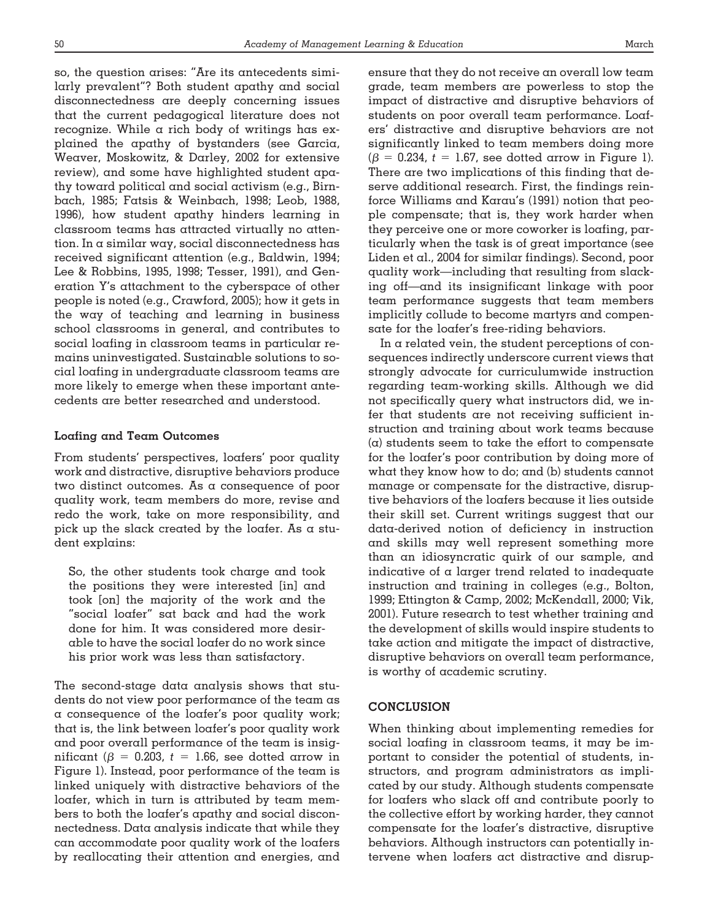so, the question arises: "Are its antecedents similarly prevalent"? Both student apathy and social disconnectedness are deeply concerning issues that the current pedagogical literature does not recognize. While a rich body of writings has explained the apathy of bystanders (see Garcia, Weaver, Moskowitz, & Darley, 2002 for extensive review), and some have highlighted student apathy toward political and social activism (e.g., Birnbach, 1985; Fatsis & Weinbach, 1998; Leob, 1988, 1996), how student apathy hinders learning in classroom teams has attracted virtually no attention. In a similar way, social disconnectedness has received significant attention (e.g., Baldwin, 1994; Lee & Robbins, 1995, 1998; Tesser, 1991), and Generation Y's attachment to the cyberspace of other people is noted (e.g., Crawford, 2005); how it gets in the way of teaching and learning in business school classrooms in general, and contributes to social loafing in classroom teams in particular remains uninvestigated. Sustainable solutions to social loafing in undergraduate classroom teams are more likely to emerge when these important antecedents are better researched and understood.

### Loafing and Team Outcomes

From students' perspectives, loafers' poor quality work and distractive, disruptive behaviors produce two distinct outcomes. As a consequence of poor quality work, team members do more, revise and redo the work, take on more responsibility, and pick up the slack created by the loafer. As a student explains:

> So, the other students took charge and took the positions they were interested [in] and took [on] the majority of the work and the "social loafer" sat back and had the work done for him. It was considered more desirable to have the social loafer do no work since his prior work was less than satisfactory.

The second-stage data analysis shows that students do not view poor performance of the team as a consequence of the loafer's poor quality work; that is, the link between loafer's poor quality work and poor overall performance of the team is insignificant ($\beta = 0.203$, $t = 1.66$, see dotted arrow in Figure 1). Instead, poor performance of the team is linked uniquely with distractive behaviors of the loafer, which in turn is attributed by team members to both the loafer's apathy and social disconnectedness. Data analysis indicate that while they can accommodate poor quality work of the loafers by reallocating their attention and energies, and ensure that they do not receive an overall low team grade, team members are powerless to stop the impact of distractive and disruptive behaviors of students on poor overall team performance. Loafers' distractive and disruptive behaviors are not significantly linked to team members doing more ($\beta = 0.234$, $t = 1.67$, see dotted arrow in Figure 1). There are two implications of this finding that deserve additional research. First, the findings reinforce Williams and Karau's (1991) notion that people compensate; that is, they work harder when they perceive one or more coworker is loafing, particularly when the task is of great importance (see Liden et al., 2004 for similar findings). Second, poor quality work—including that resulting from slacking off—and its insignificant linkage with poor team performance suggests that team members implicitly collude to become martyrs and compensate for the loafer's free-riding behaviors.

In a related vein, the student perceptions of consequences indirectly underscore current views that strongly advocate for curriculumwide instruction regarding team-working skills. Although we did not specifically query what instructors did, we infer that students are not receiving sufficient instruction and training about work teams because (a) students seem to take the effort to compensate for the loafer's poor contribution by doing more of what they know how to do; and (b) students cannot manage or compensate for the distractive, disruptive behaviors of the loafers because it lies outside their skill set. Current writings suggest that our data-derived notion of deficiency in instruction and skills may well represent something more than an idiosyncratic quirk of our sample, and indicative of a larger trend related to inadequate instruction and training in colleges (e.g., Bolton, 1999; Ettington & Camp, 2002; McKendall, 2000; Vik, 2001). Future research to test whether training and the development of skills would inspire students to take action and mitigate the impact of distractive, disruptive behaviors on overall team performance, is worthy of academic scrutiny.

## CONCLUSION

When thinking about implementing remedies for social loafing in classroom teams, it may be important to consider the potential of students, instructors, and program administrators as implicated by our study. Although students compensate for loafers who slack off and contribute poorly to the collective effort by working harder, they cannot compensate for the loafer's distractive, disruptive behaviors. Although instructors can potentially intervene when loafers act distractive and disrup-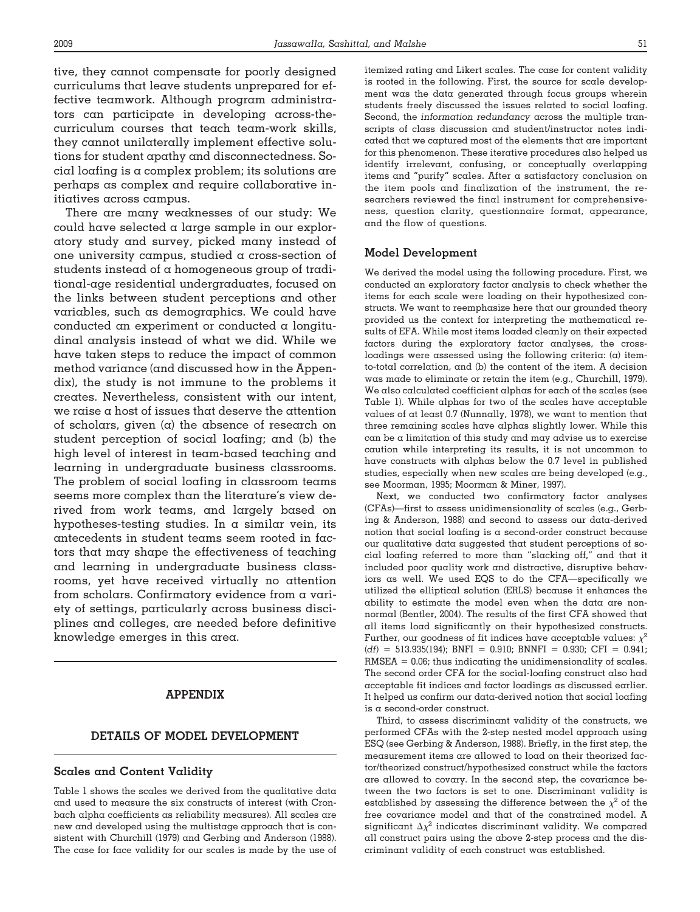tive, they cannot compensate for poorly designed curriculums that leave students unprepared for effective teamwork. Although program administrators can participate in developing across-the-curriculum courses that teach team-work skills, they cannot unilaterally implement effective solutions for student apathy and disconnectedness. Social loafing is a complex problem; its solutions are perhaps as complex and require collaborative initiatives across campus.

There are many weaknesses of our study: We could have selected a large sample in our exploratory study and survey, picked many instead of one university campus, studied a cross-section of students instead of a homogeneous group of traditional-age residential undergraduates, focused on the links between student perceptions and other variables, such as demographics. We could have conducted an experiment or conducted a longitudinal analysis instead of what we did. While we have taken steps to reduce the impact of common method variance (and discussed how in the Appendix), the study is not immune to the problems it creates. Nevertheless, consistent with our intent, we raise a host of issues that deserve the attention of scholars, given (a) the absence of research on student perception of social loafing; and (b) the high level of interest in team-based teaching and learning in undergraduate business classrooms. The problem of social loafing in classroom teams seems more complex than the literature's view derived from work teams, and largely based on hypotheses-testing studies. In a similar vein, its antecedents in student teams seem rooted in factors that may shape the effectiveness of teaching and learning in undergraduate business classrooms, yet have received virtually no attention from scholars. Confirmatory evidence from a variety of settings, particularly across business disciplines and colleges, are needed before definitive knowledge emerges in this area.

## APPENDIX

## DETAILS OF MODEL DEVELOPMENT

### Scales and Content Validity

Table 1 shows the scales we derived from the qualitative data and used to measure the six constructs of interest (with Cronbach alpha coefficients as reliability measures). All scales are new and developed using the multistage approach that is consistent with Churchill (1979) and Gerbing and Anderson (1988). The case for face validity for our scales is made by the use of itemized rating and Likert scales. The case for content validity is rooted in the following. First, the source for scale development was the data generated through focus groups wherein students freely discussed the issues related to social loafing. Second, the *information redundancy* across the multiple transcripts of class discussion and student/instructor notes indicated that we captured most of the elements that are important for this phenomenon. These iterative procedures also helped us identify irrelevant, confusing, or conceptually overlapping items and "purify" scales. After a satisfactory conclusion on the item pools and finalization of the instrument, the researchers reviewed the final instrument for comprehensiveness, question clarity, questionnaire format, appearance, and the flow of questions.

### Model Development

We derived the model using the following procedure. First, we conducted an exploratory factor analysis to check whether the items for each scale were loading on their hypothesized constructs. We want to reemphasize here that our grounded theory provided us the context for interpreting the mathematical results of EFA. While most items loaded cleanly on their expected factors during the exploratory factor analyses, the cross-loadings were assessed using the following criteria: (a) item-to-total correlation, and (b) the content of the item. A decision was made to eliminate or retain the item (e.g., Churchill, 1979). We also calculated coefficient alphas for each of the scales (see Table 1). While alphas for two of the scales have acceptable values of at least 0.7 (Nunnally, 1978), we want to mention that three remaining scales have alphas slightly lower. While this can be a limitation of this study and may advise us to exercise caution while interpreting its results, it is not uncommon to have constructs with alphas below the 0.7 level in published studies, especially when new scales are being developed (e.g., see Moorman, 1995; Moorman & Miner, 1997).

Next, we conducted two confirmatory factor analyses (CFAs)—first to assess unidimensionality of scales (e.g., Gerbing & Anderson, 1988) and second to assess our data-derived notion that social loafing is a second-order construct because our qualitative data suggested that student perceptions of social loafing referred to more than "slacking off," and that it included poor quality work and distractive, disruptive behaviors as well. We used EQS to do the CFA—specifically we utilized the elliptical solution (ERLS) because it enhances the ability to estimate the model even when the data are nonnormal (Bentler, 2004). The results of the first CFA showed that all items load significantly on their hypothesized constructs. Further, our goodness of fit indices have acceptable values: $\chi^2$ $(df)$ = 513.935(194); BNFI = 0.910; BNNFI = 0.930; CFI = 0.941; RMSEA = 0.06; thus indicating the unidimensionality of scales. The second order CFA for the social-loafing construct also had acceptable fit indices and factor loadings as discussed earlier. It helped us confirm our data-derived notion that social loafing is a second-order construct.

Third, to assess discriminant validity of the constructs, we performed CFAs with the 2-step nested model approach using ESQ (see Gerbing & Anderson, 1988). Briefly, in the first step, the measurement items are allowed to load on their theorized factor/theorized construct/hypothesized construct while the factors are allowed to covary. In the second step, the covariance between the two factors is set to one. Discriminant validity is established by assessing the difference between the $\chi^2$ of the free covariance model and that of the constrained model. A significant $\Delta\chi^2$ indicates discriminant validity. We compared all construct pairs using the above 2-step process and the discriminant validity of each construct was established.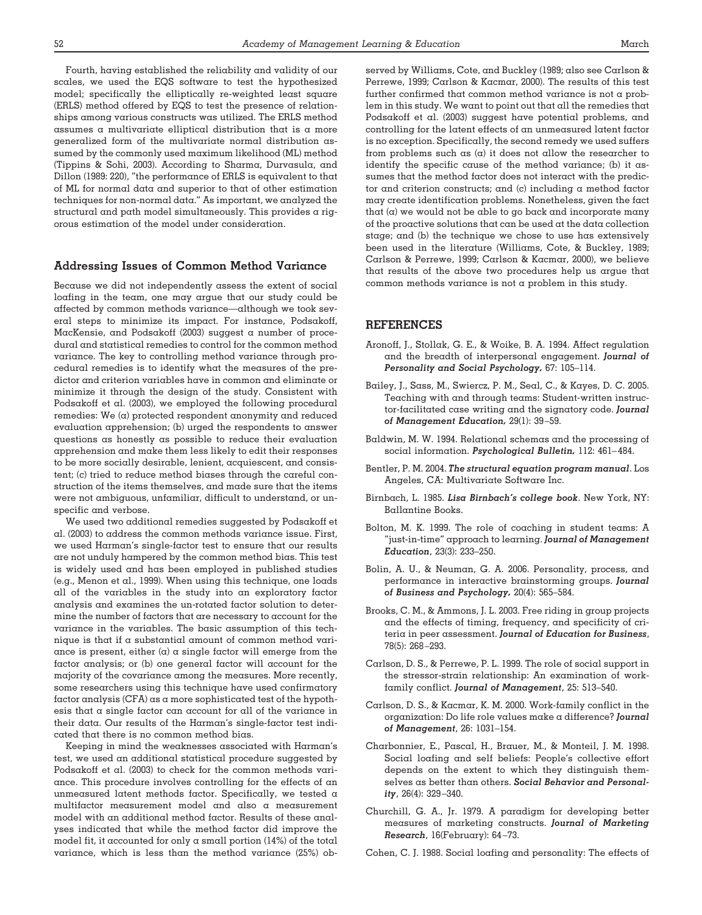Fourth, having established the reliability and validity of our scales, we used the EQS software to test the hypothesized model; specifically the elliptically re-weighted least square (ERLS) method offered by EQS to test the presence of relationships among various constructs was utilized. The ERLS method assumes a multivariate elliptical distribution that is a more generalized form of the multivariate normal distribution assumed by the commonly used maximum likelihood (ML) method (Tippins & Sohi, 2003). According to Sharma, Durvasula, and Dillon (1989: 220), "the performance of ERLS is equivalent to that of ML for normal data and superior to that of other estimation techniques for non-normal data." As important, we analyzed the structural and path model simultaneously. This provides a rigorous estimation of the model under consideration.

## Addressing Issues of Common Method Variance

Because we did not independently assess the extent of social loafing in the team, one may argue that our study could be affected by common methods variance—although we took several steps to minimize its impact. For instance, Podsakoff, MacKensie, and Podsakoff (2003) suggest a number of procedural and statistical remedies to control for the common method variance. The key to controlling method variance through procedural remedies is to identify what the measures of the predictor and criterion variables have in common and eliminate or minimize it through the design of the study. Consistent with Podsakoff et al. (2003), we employed the following procedural remedies: We (a) protected respondent anonymity and reduced evaluation apprehension; (b) urged the respondents to answer questions as honestly as possible to reduce their evaluation apprehension and make them less likely to edit their responses to be more socially desirable, lenient, acquiescent, and consistent; (c) tried to reduce method biases through the careful construction of the items themselves, and made sure that the items were not ambiguous, unfamiliar, difficult to understand, or unspecific and verbose.

We used two additional remedies suggested by Podsakoff et al. (2003) to address the common methods variance issue. First, we used Harman's single-factor test to ensure that our results are not unduly hampered by the common method bias. This test is widely used and has been employed in published studies (e.g., Menon et al., 1999). When using this technique, one loads all of the variables in the study into an exploratory factor analysis and examines the un-rotated factor solution to determine the number of factors that are necessary to account for the variance in the variables. The basic assumption of this technique is that if a substantial amount of common method variance is present, either (a) a single factor will emerge from the factor analysis; or (b) one general factor will account for the majority of the covariance among the measures. More recently, some researchers using this technique have used confirmatory factor analysis (CFA) as a more sophisticated test of the hypothesis that a single factor can account for all of the variance in their data. Our results of the Harman's single-factor test indicated that there is no common method bias.

Keeping in mind the weaknesses associated with Harman's test, we used an additional statistical procedure suggested by Podsakoff et al. (2003) to check for the common methods variance. This procedure involves controlling for the effects of an unmeasured latent methods factor. Specifically, we tested a multifactor measurement model and also a measurement model with an additional method factor. Results of these analyses indicated that while the method factor did improve the model fit, it accounted for only a small portion (14%) of the total variance, which is less than the method variance (25%) observed by Williams, Cote, and Buckley (1989; also see Carlson & Perrewe, 1999; Carlson & Kacmar, 2000). The results of this test further confirmed that common method variance is not a problem in this study. We want to point out that all the remedies that Podsakoff et al. (2003) suggest have potential problems, and controlling for the latent effects of an unmeasured latent factor is no exception. Specifically, the second remedy we used suffers from problems such as (a) it does not allow the researcher to identify the specific cause of the method variance; (b) it assumes that the method factor does not interact with the predictor and criterion constructs; and (c) including a method factor may create identification problems. Nonetheless, given the fact that (a) we would not be able to go back and incorporate many of the proactive solutions that can be used at the data collection stage; and (b) the technique we chose to use has extensively been used in the literature (Williams, Cote, & Buckley, 1989; Carlson & Perrewe, 1999; Carlson & Kacmar, 2000), we believe that results of the above two procedures help us argue that common methods variance is not a problem in this study.

## REFERENCES

Aronoff, J., Stollak, G. E., & Woike, B. A. 1994. Affect regulation and the breadth of interpersonal engagement. ***Journal of Personality and Social Psychology,*** 67: 105–114.

Bailey, J., Sass, M., Swiercz, P. M., Seal, C., & Kayes, D. C. 2005. Teaching with and through teams: Student-written instructor-facilitated case writing and the signatory code. ***Journal of Management Education,*** 29(1): 39–59.

Baldwin, M. W. 1994. Relational schemas and the processing of social information. ***Psychological Bulletin,*** 112: 461–484.

Bentler, P. M. 2004. ***The structural equation program manual***. Los Angeles, CA: Multivariate Software Inc.

Birnbach, L. 1985. ***Lisa Birnbach's college book***. New York, NY: Ballantine Books.

Bolton, M. K. 1999. The role of coaching in student teams: A "just-in-time" approach to learning. ***Journal of Management Education***, 23(3): 233–250.

Bolin, A. U., & Neuman, G. A. 2006. Personality, process, and performance in interactive brainstorming groups. ***Journal of Business and Psychology,*** 20(4): 565–584.

Brooks, C. M., & Ammons, J. L. 2003. Free riding in group projects and the effects of timing, frequency, and specificity of criteria in peer assessment. ***Journal of Education for Business***, 78(5): 268–293.

Carlson, D. S., & Perrewe, P. L. 1999. The role of social support in the stressor-strain relationship: An examination of work-family conflict. ***Journal of Management***, 25: 513–540.

Carlson, D. S., & Kacmar, K. M. 2000. Work-family conflict in the organization: Do life role values make a difference? ***Journal of Management***, 26: 1031–154.

Charbonnier, E., Pascal, H., Brauer, M., & Monteil, J. M. 1998. Social loafing and self beliefs: People's collective effort depends on the extent to which they distinguish themselves as better than others. ***Social Behavior and Personality***, 26(4): 329–340.

Churchill, G. A., Jr. 1979. A paradigm for developing better measures of marketing constructs. ***Journal of Marketing Research***, 16(February): 64–73.

Cohen, C. J. 1988. Social loafing and personality: The effects of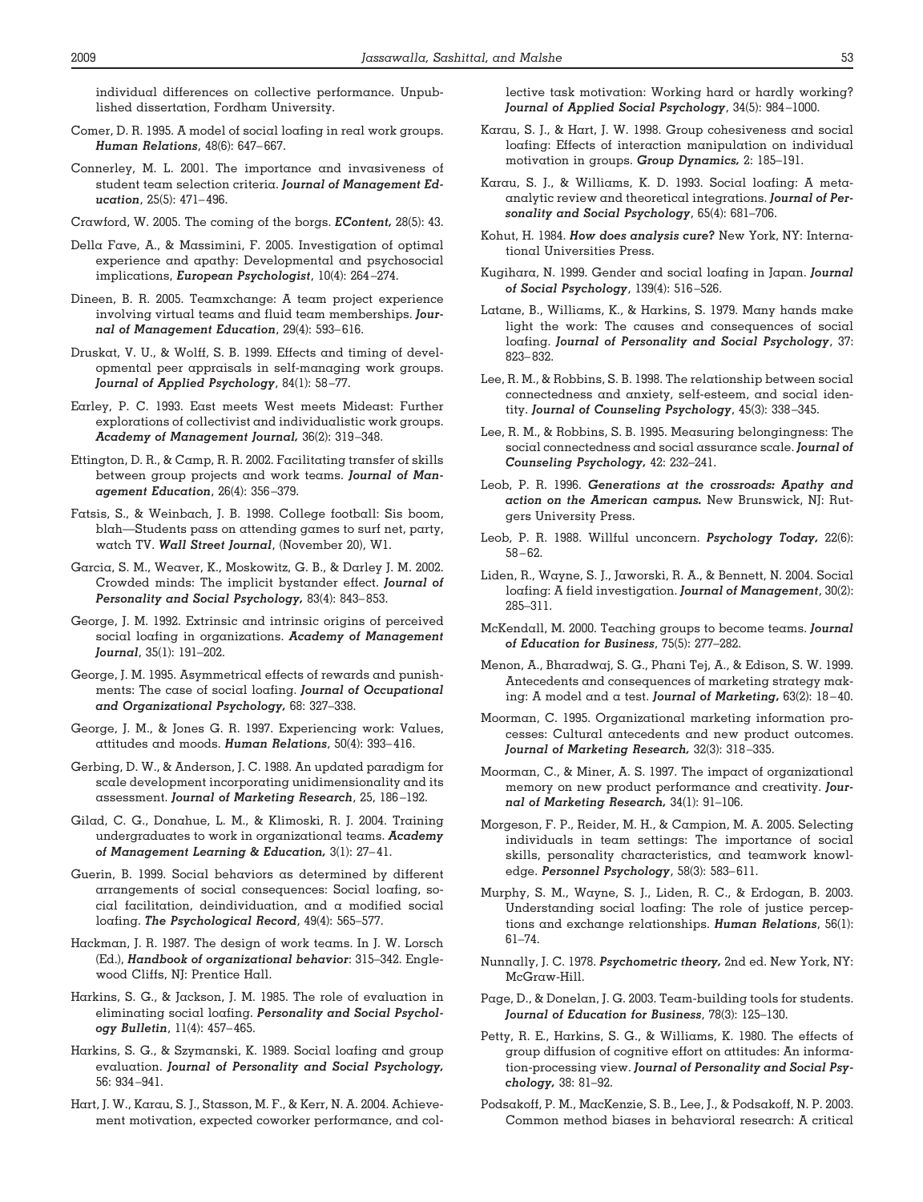individual differences on collective performance. Unpublished dissertation, Fordham University.

Comer, D. R. 1995. A model of social loafing in real work groups. ***Human Relations***, 48(6): 647–667.

Connerley, M. L. 2001. The importance and invasiveness of student team selection criteria. ***Journal of Management Education***, 25(5): 471–496.

Crawford, W. 2005. The coming of the borgs. ***EContent,*** 28(5): 43.

Della Fave, A., & Massimini, F. 2005. Investigation of optimal experience and apathy: Developmental and psychosocial implications, ***European Psychologist***, 10(4): 264–274.

Dineen, B. R. 2005. Teamxchange: A team project experience involving virtual teams and fluid team memberships. ***Journal of Management Education***, 29(4): 593–616.

Druskat, V. U., & Wolff, S. B. 1999. Effects and timing of developmental peer appraisals in self-managing work groups. ***Journal of Applied Psychology***, 84(1): 58–77.

Earley, P. C. 1993. East meets West meets Mideast: Further explorations of collectivist and individualistic work groups. ***Academy of Management Journal,*** 36(2): 319–348.

Ettington, D. R., & Camp, R. R. 2002. Facilitating transfer of skills between group projects and work teams. ***Journal of Management Education***, 26(4): 356–379.

Fatsis, S., & Weinbach, J. B. 1998. College football: Sis boom, blah—Students pass on attending games to surf net, party, watch TV. ***Wall Street Journal***, (November 20), W1.

Garcia, S. M., Weaver, K., Moskowitz, G. B., & Darley J. M. 2002. Crowded minds: The implicit bystander effect. ***Journal of Personality and Social Psychology,*** 83(4): 843–853.

George, J. M. 1992. Extrinsic and intrinsic origins of perceived social loafing in organizations. ***Academy of Management Journal***, 35(1): 191–202.

George, J. M. 1995. Asymmetrical effects of rewards and punishments: The case of social loafing. ***Journal of Occupational and Organizational Psychology,*** 68: 327–338.

George, J. M., & Jones G. R. 1997. Experiencing work: Values, attitudes and moods. ***Human Relations***, 50(4): 393–416.

Gerbing, D. W., & Anderson, J. C. 1988. An updated paradigm for scale development incorporating unidimensionality and its assessment. ***Journal of Marketing Research***, 25, 186–192.

Gilad, C. G., Donahue, L. M., & Klimoski, R. J. 2004. Training undergraduates to work in organizational teams. ***Academy of Management Learning & Education,*** 3(1): 27–41.

Guerin, B. 1999. Social behaviors as determined by different arrangements of social consequences: Social loafing, social facilitation, deindividuation, and a modified social loafing. ***The Psychological Record***, 49(4): 565–577.

Hackman, J. R. 1987. The design of work teams. In J. W. Lorsch (Ed.), ***Handbook of organizational behavior***: 315–342. Englewood Cliffs, NJ: Prentice Hall.

Harkins, S. G., & Jackson, J. M. 1985. The role of evaluation in eliminating social loafing. ***Personality and Social Psychology Bulletin***, 11(4): 457–465.

Harkins, S. G., & Szymanski, K. 1989. Social loafing and group evaluation. ***Journal of Personality and Social Psychology,*** 56: 934–941.

Hart, J. W., Karau, S. J., Stasson, M. F., & Kerr, N. A. 2004. Achievement motivation, expected coworker performance, and collective task motivation: Working hard or hardly working? ***Journal of Applied Social Psychology***, 34(5): 984–1000.

Karau, S. J., & Hart, J. W. 1998. Group cohesiveness and social loafing: Effects of interaction manipulation on individual motivation in groups. ***Group Dynamics,*** 2: 185–191.

Karau, S. J., & Williams, K. D. 1993. Social loafing: A meta-analytic review and theoretical integrations. ***Journal of Personality and Social Psychology***, 65(4): 681–706.

Kohut, H. 1984. ***How does analysis cure?*** New York, NY: International Universities Press.

Kugihara, N. 1999. Gender and social loafing in Japan. ***Journal of Social Psychology***, 139(4): 516–526.

Latane, B., Williams, K., & Harkins, S. 1979. Many hands make light the work: The causes and consequences of social loafing. ***Journal of Personality and Social Psychology***, 37: 823–832.

Lee, R. M., & Robbins, S. B. 1998. The relationship between social connectedness and anxiety, self-esteem, and social identity. ***Journal of Counseling Psychology***, 45(3): 338–345.

Lee, R. M., & Robbins, S. B. 1995. Measuring belongingness: The social connectedness and social assurance scale. ***Journal of Counseling Psychology,*** 42: 232–241.

Leob, P. R. 1996. ***Generations at the crossroads: Apathy and action on the American campus.*** New Brunswick, NJ: Rutgers University Press.

Leob, P. R. 1988. Willful unconcern. ***Psychology Today,*** 22(6): 58–62.

Liden, R., Wayne, S. J., Jaworski, R. A., & Bennett, N. 2004. Social loafing: A field investigation. ***Journal of Management***, 30(2): 285–311.

McKendall, M. 2000. Teaching groups to become teams. ***Journal of Education for Business***, 75(5): 277–282.

Menon, A., Bharadwaj, S. G., Phani Tej, A., & Edison, S. W. 1999. Antecedents and consequences of marketing strategy making: A model and a test. ***Journal of Marketing,*** 63(2): 18–40.

Moorman, C. 1995. Organizational marketing information processes: Cultural antecedents and new product outcomes. ***Journal of Marketing Research,*** 32(3): 318–335.

Moorman, C., & Miner, A. S. 1997. The impact of organizational memory on new product performance and creativity. ***Journal of Marketing Research,*** 34(1): 91–106.

Morgeson, F. P., Reider, M. H., & Campion, M. A. 2005. Selecting individuals in team settings: The importance of social skills, personality characteristics, and teamwork knowledge. ***Personnel Psychology***, 58(3): 583–611.

Murphy, S. M., Wayne, S. J., Liden, R. C., & Erdogan, B. 2003. Understanding social loafing: The role of justice perceptions and exchange relationships. ***Human Relations***, 56(1): 61–74.

Nunnally, J. C. 1978. ***Psychometric theory,*** 2nd ed. New York, NY: McGraw-Hill.

Page, D., & Donelan, J. G. 2003. Team-building tools for students. ***Journal of Education for Business***, 78(3): 125–130.

Petty, R. E., Harkins, S. G., & Williams, K. 1980. The effects of group diffusion of cognitive effort on attitudes: An information-processing view. ***Journal of Personality and Social Psychology,*** 38: 81–92.

Podsakoff, P. M., MacKenzie, S. B., Lee, J., & Podsakoff, N. P. 2003. Common method biases in behavioral research: A critical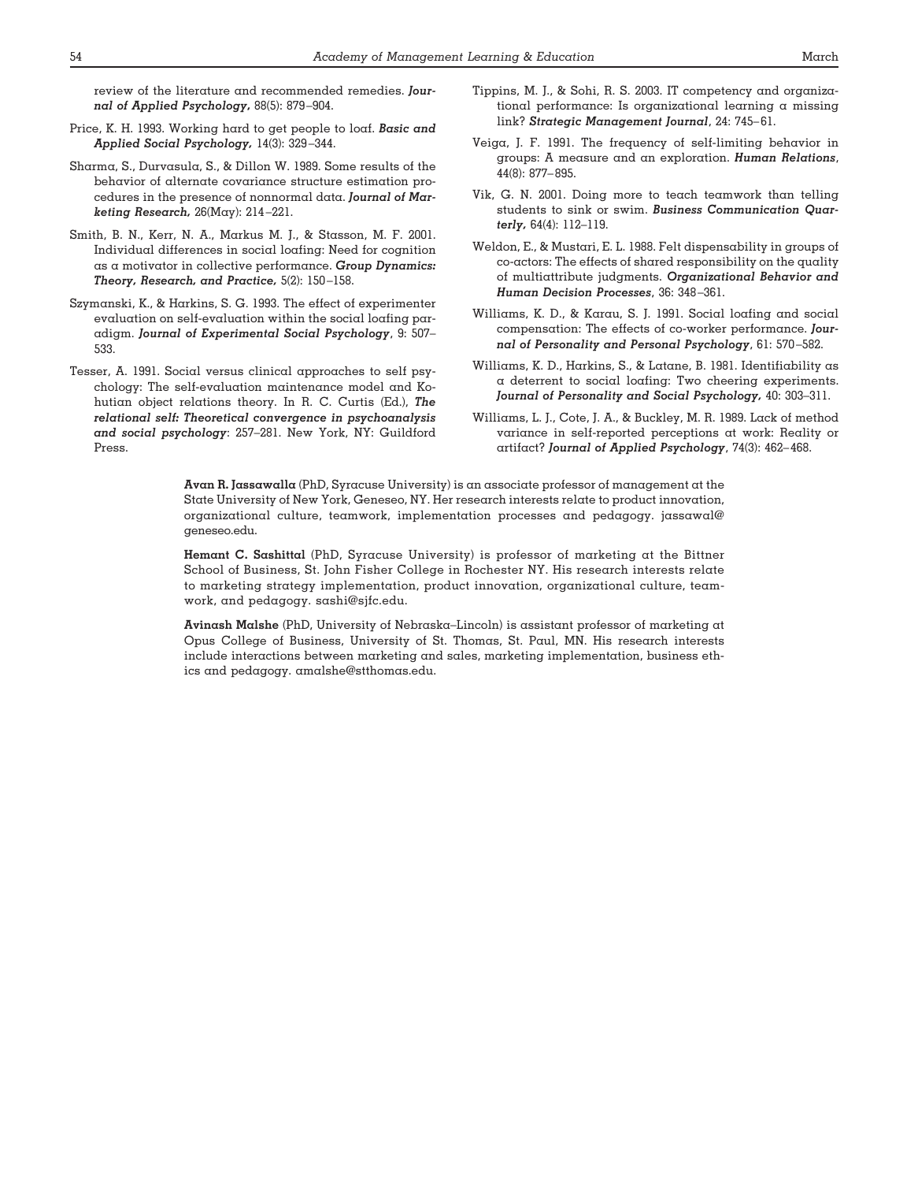review of the literature and recommended remedies. ***Journal of Applied Psychology,*** 88(5): 879–904.

Price, K. H. 1993. Working hard to get people to loaf. ***Basic and Applied Social Psychology,*** 14(3): 329–344.

Sharma, S., Durvasula, S., & Dillon W. 1989. Some results of the behavior of alternate covariance structure estimation procedures in the presence of nonnormal data. ***Journal of Marketing Research,*** 26(May): 214–221.

Smith, B. N., Kerr, N. A., Markus M. J., & Stasson, M. F. 2001. Individual differences in social loafing: Need for cognition as a motivator in collective performance. ***Group Dynamics: Theory, Research, and Practice,*** 5(2): 150–158.

Szymanski, K., & Harkins, S. G. 1993. The effect of experimenter evaluation on self-evaluation within the social loafing paradigm. ***Journal of Experimental Social Psychology***, 9: 507–533.

Tesser, A. 1991. Social versus clinical approaches to self psychology: The self-evaluation maintenance model and Kohutian object relations theory. In R. C. Curtis (Ed.), ***The relational self: Theoretical convergence in psychoanalysis and social psychology***: 257–281. New York, NY: Guildford Press.

Tippins, M. J., & Sohi, R. S. 2003. IT competency and organizational performance: Is organizational learning a missing link? ***Strategic Management Journal***, 24: 745–61.

Veiga, J. F. 1991. The frequency of self-limiting behavior in groups: A measure and an exploration. ***Human Relations***, 44(8): 877–895.

Vik, G. N. 2001. Doing more to teach teamwork than telling students to sink or swim. ***Business Communication Quarterly,*** 64(4): 112–119.

Weldon, E., & Mustari, E. L. 1988. Felt dispensability in groups of co-actors: The effects of shared responsibility on the quality of multiattribute judgments. ***Organizational Behavior and Human Decision Processes***, 36: 348–361.

Williams, K. D., & Karau, S. J. 1991. Social loafing and social compensation: The effects of co-worker performance. ***Journal of Personality and Personal Psychology***, 61: 570–582.

Williams, K. D., Harkins, S., & Latane, B. 1981. Identifiability as a deterrent to social loafing: Two cheering experiments. ***Journal of Personality and Social Psychology,*** 40: 303–311.

Williams, L. J., Cote, J. A., & Buckley, M. R. 1989. Lack of method variance in self-reported perceptions at work: Reality or artifact? ***Journal of Applied Psychology***, 74(3): 462–468.

**Avan R. Jassawalla** (PhD, Syracuse University) is an associate professor of management at the State University of New York, Geneseo, NY. Her research interests relate to product innovation, organizational culture, teamwork, implementation processes and pedagogy. jassawal@geneseo.edu.

**Hemant C. Sashittal** (PhD, Syracuse University) is professor of marketing at the Bittner School of Business, St. John Fisher College in Rochester NY. His research interests relate to marketing strategy implementation, product innovation, organizational culture, teamwork, and pedagogy. sashi@sjfc.edu.

**Avinash Malshe** (PhD, University of Nebraska–Lincoln) is assistant professor of marketing at Opus College of Business, University of St. Thomas, St. Paul, MN. His research interests include interactions between marketing and sales, marketing implementation, business ethics and pedagogy. amalshe@stthomas.edu.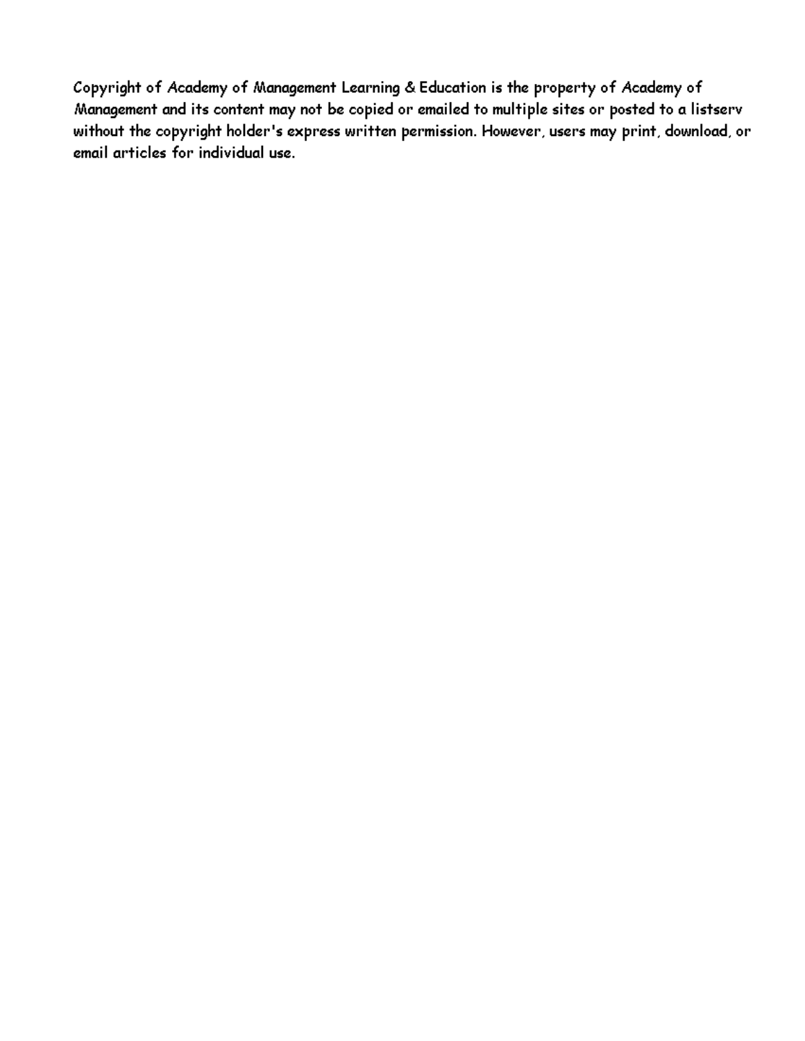Copyright of Academy of Management Learning & Education is the property of Academy of Management and its content may not be copied or emailed to multiple sites or posted to a listserv without the copyright holder's express written permission. However, users may print, download, or email articles for individual use.